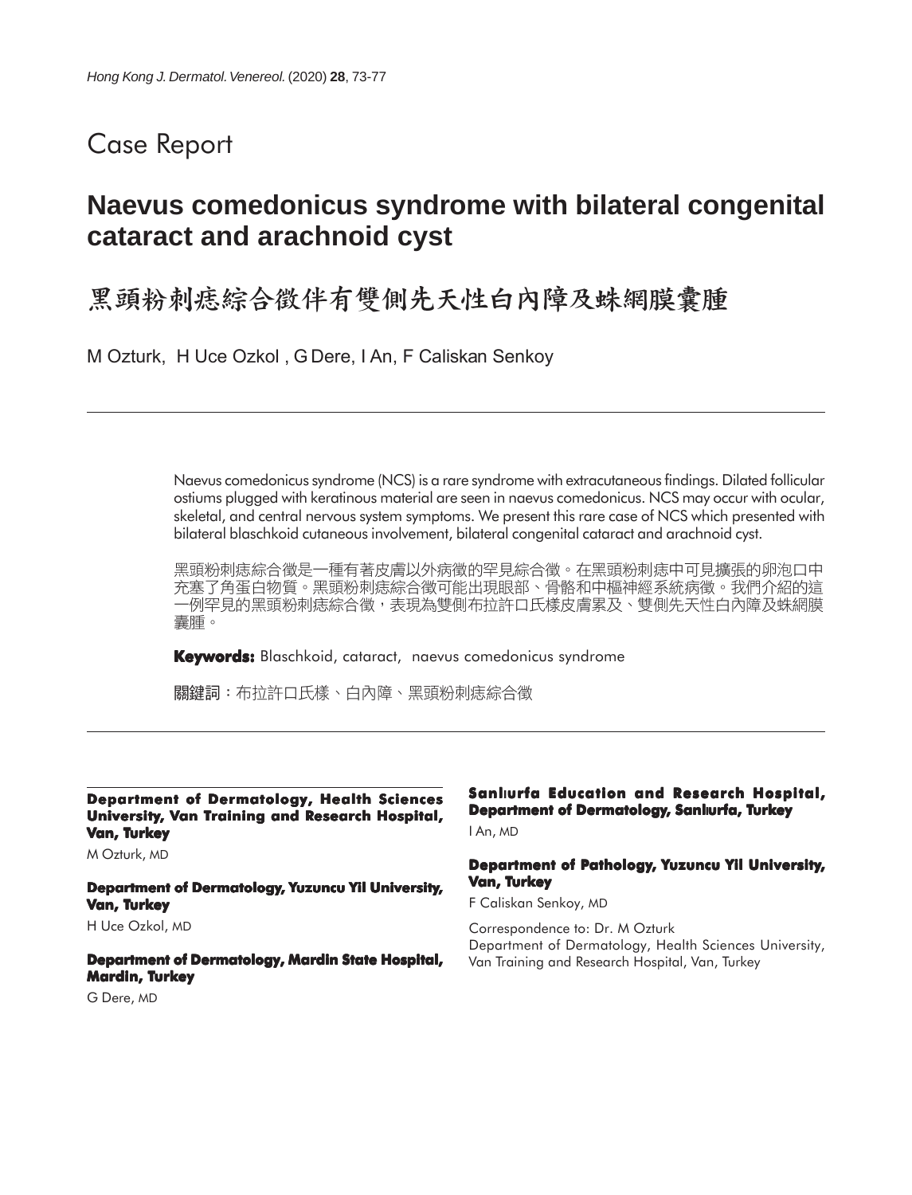Case Report

# Naevus comedonicus syndrome with bilateral congenital cataract and arachnoid cyst

# 黑頭粉刺痣綜合徵伴有雙側先天性白內障及蛛網膜囊腫

M Ozturk, H Uce Ozkol , G Dere, I An, F Caliskan Senkoy

Naevus comedonicus syndrome (NCS) is a rare syndrome with extracutaneous findings. Dilated follicular ostiums plugged with keratinous material are seen in naevus comedonicus. NCS may occur with ocular, skeletal, and central nervous system symptoms. We present this rare case of NCS which presented with bilateral blaschkoid cutaneous involvement, bilateral congenital cataract and arachnoid cyst.

黑頭粉刺痣綜合徵是一種有著皮膚以外病徵的罕見綜合徵。在黑頭粉刺痣中可見擴張的卵泡口中充塞了角蛋白物質。黑頭粉刺痣綜合徵可能出現眼部、骨骼和中樞神經系統病徵。我們介紹的這一例罕見的黑頭粉刺痣綜合徵，表現為雙側布拉許口氏樣皮膚累及、雙側先天性白內障及蛛網膜囊腫。

**Keywords:** Blaschkoid, cataract, naevus comedonicus syndrome

關鍵詞：布拉許口氏樣、白內障、黑頭粉刺痣綜合徵

**Department of Dermatology, Health Sciences University, Van Training and Research Hospital, Van, Turkey**

M Ozturk, MD

**Department of Dermatology, Yuzuncu Yil University, Van, Turkey**

H Uce Ozkol, MD

**Department of Dermatology, Mardin State Hospital, Mardin, Turkey**

G Dere, MD

**Sanlıurfa Education and Research Hospital, Department of Dermatology, Sanlıurfa, Turkey**

I An, MD

**Department of Pathology, Yuzuncu Yil University, Van, Turkey**

F Caliskan Senkoy, MD

Correspondence to: Dr. M Ozturk
Department of Dermatology, Health Sciences University, Van Training and Research Hospital, Van, Turkey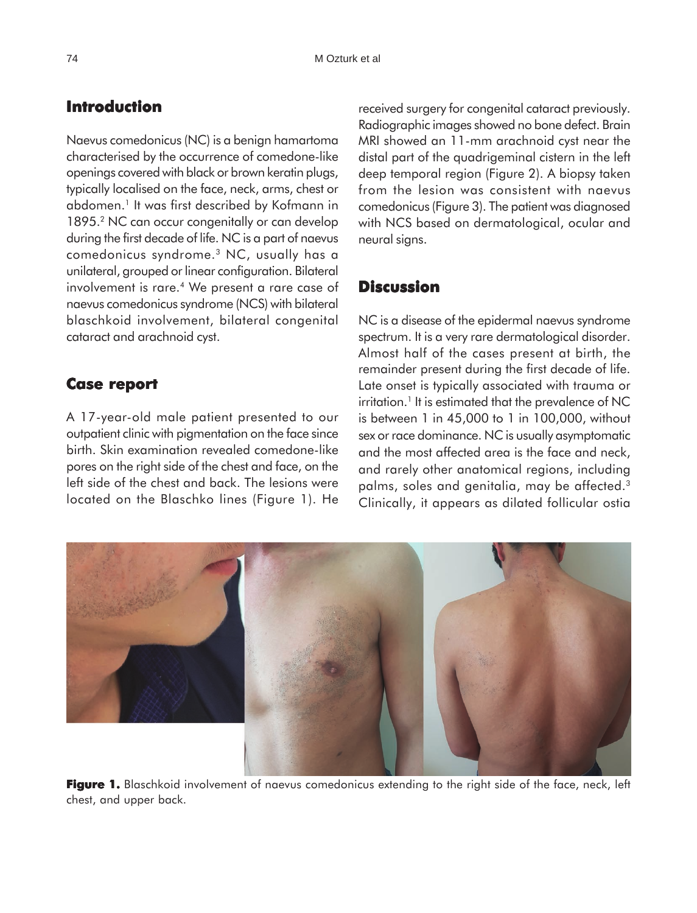## Introduction

Naevus comedonicus (NC) is a benign hamartoma characterised by the occurrence of comedone-like openings covered with black or brown keratin plugs, typically localised on the face, neck, arms, chest or abdomen.[1] It was first described by Kofmann in 1895.[2] NC can occur congenitally or can develop during the first decade of life. NC is a part of naevus comedonicus syndrome.[3] NC, usually has a unilateral, grouped or linear configuration. Bilateral involvement is rare.[4] We present a rare case of naevus comedonicus syndrome (NCS) with bilateral blaschkoid involvement, bilateral congenital cataract and arachnoid cyst.

## Case report

A 17-year-old male patient presented to our outpatient clinic with pigmentation on the face since birth. Skin examination revealed comedone-like pores on the right side of the chest and face, on the left side of the chest and back. The lesions were located on the Blaschko lines (Figure 1). He received surgery for congenital cataract previously. Radiographic images showed no bone defect. Brain MRI showed an 11-mm arachnoid cyst near the distal part of the quadrigeminal cistern in the left deep temporal region (Figure 2). A biopsy taken from the lesion was consistent with naevus comedonicus (Figure 3). The patient was diagnosed with NCS based on dermatological, ocular and neural signs.

## Discussion

NC is a disease of the epidermal naevus syndrome spectrum. It is a very rare dermatological disorder. Almost half of the cases present at birth, the remainder present during the first decade of life. Late onset is typically associated with trauma or irritation.[1] It is estimated that the prevalence of NC is between 1 in 45,000 to 1 in 100,000, without sex or race dominance. NC is usually asymptomatic and the most affected area is the face and neck, and rarely other anatomical regions, including palms, soles and genitalia, may be affected.[3] Clinically, it appears as dilated follicular ostia

**Figure 1.** Blaschkoid involvement of naevus comedonicus extending to the right side of the face, neck, left chest, and upper back.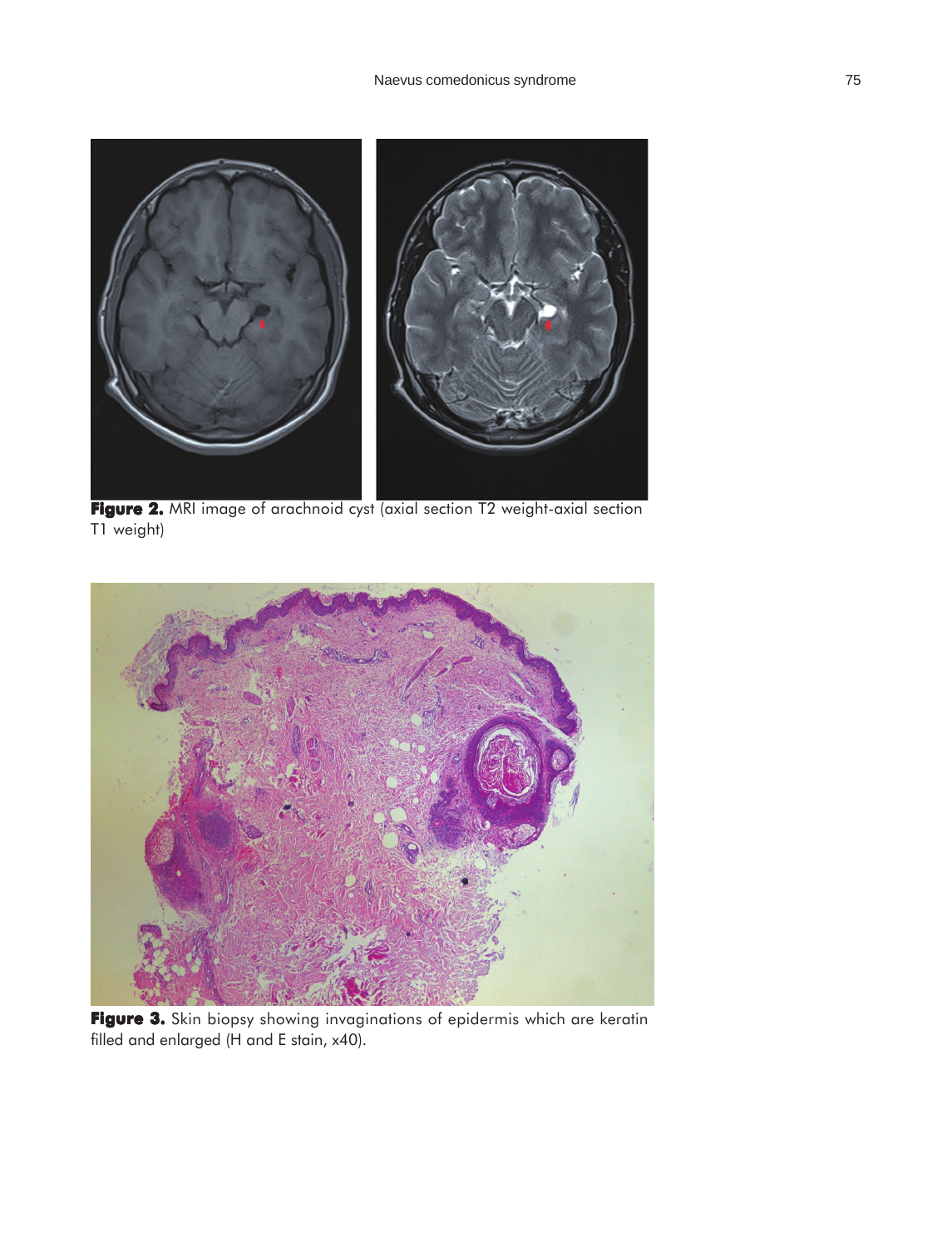**Figure 2.** MRI image of arachnoid cyst (axial section T2 weight-axial section T1 weight)

**Figure 3.** Skin biopsy showing invaginations of epidermis which are keratin filled and enlarged (H and E stain, x40).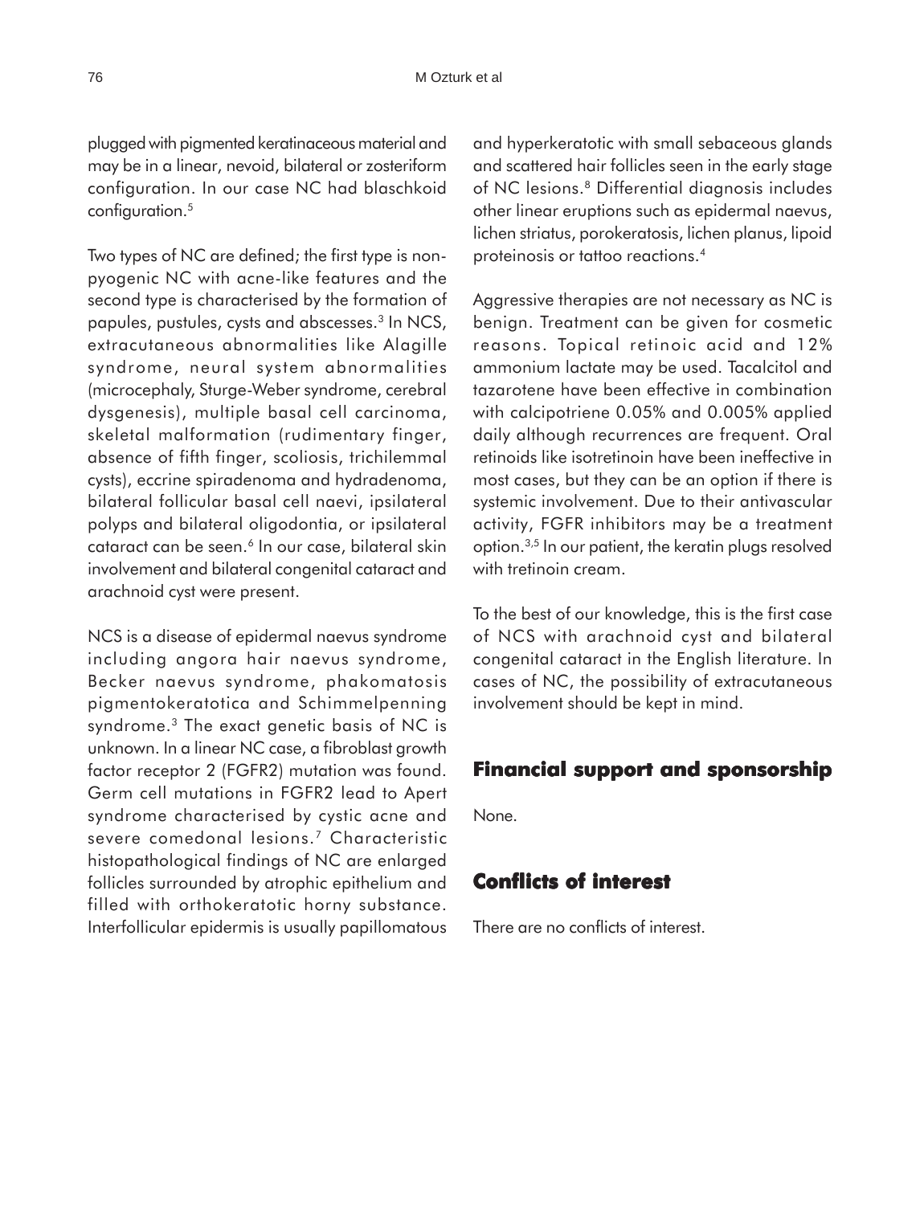plugged with pigmented keratinaceous material and may be in a linear, nevoid, bilateral or zosteriform configuration. In our case NC had blaschkoid configuration.[5]

Two types of NC are defined; the first type is non-pyogenic NC with acne-like features and the second type is characterised by the formation of papules, pustules, cysts and abscesses.[3] In NCS, extracutaneous abnormalities like Alagille syndrome, neural system abnormalities (microcephaly, Sturge-Weber syndrome, cerebral dysgenesis), multiple basal cell carcinoma, skeletal malformation (rudimentary finger, absence of fifth finger, scoliosis, trichilemmal cysts), eccrine spiradenoma and hydradenoma, bilateral follicular basal cell naevi, ipsilateral polyps and bilateral oligodontia, or ipsilateral cataract can be seen.[6] In our case, bilateral skin involvement and bilateral congenital cataract and arachnoid cyst were present.

NCS is a disease of epidermal naevus syndrome including angora hair naevus syndrome, Becker naevus syndrome, phakomatosis pigmentokeratotica and Schimmelpenning syndrome.[3] The exact genetic basis of NC is unknown. In a linear NC case, a fibroblast growth factor receptor 2 (FGFR2) mutation was found. Germ cell mutations in FGFR2 lead to Apert syndrome characterised by cystic acne and severe comedonal lesions.[7] Characteristic histopathological findings of NC are enlarged follicles surrounded by atrophic epithelium and filled with orthokeratotic horny substance. Interfollicular epidermis is usually papillomatous and hyperkeratotic with small sebaceous glands and scattered hair follicles seen in the early stage of NC lesions.[8] Differential diagnosis includes other linear eruptions such as epidermal naevus, lichen striatus, porokeratosis, lichen planus, lipoid proteinosis or tattoo reactions.[4]

Aggressive therapies are not necessary as NC is benign. Treatment can be given for cosmetic reasons. Topical retinoic acid and 12% ammonium lactate may be used. Tacalcitol and tazarotene have been effective in combination with calcipotriene 0.05% and 0.005% applied daily although recurrences are frequent. Oral retinoids like isotretinoin have been ineffective in most cases, but they can be an option if there is systemic involvement. Due to their antivascular activity, FGFR inhibitors may be a treatment option.[3,5] In our patient, the keratin plugs resolved with tretinoin cream.

To the best of our knowledge, this is the first case of NCS with arachnoid cyst and bilateral congenital cataract in the English literature. In cases of NC, the possibility of extracutaneous involvement should be kept in mind.

## Financial support and sponsorship

None.

## Conflicts of interest

There are no conflicts of interest.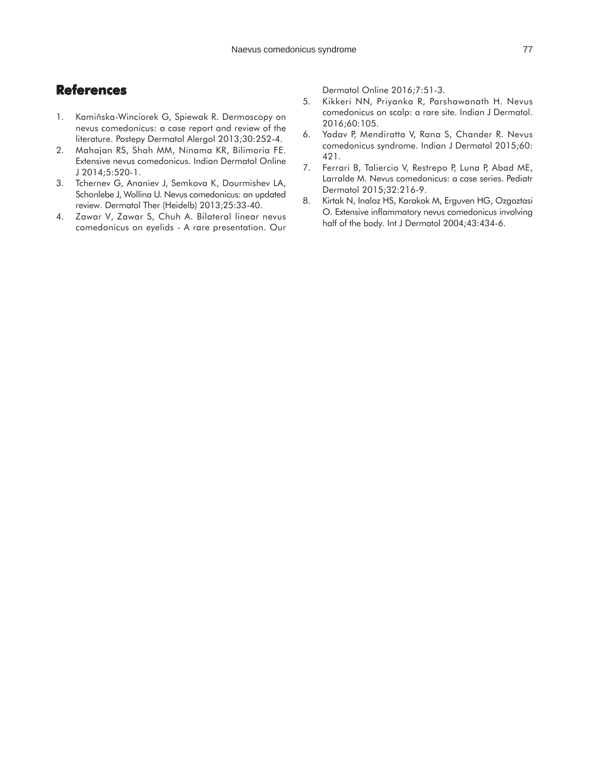## References

1. Kamińska-Winciorek G, Spiewak R. Dermoscopy on nevus comedonicus: a case report and review of the literature. Postepy Dermatol Alergol 2013;30:252-4.
2. Mahajan RS, Shah MM, Ninama KR, Bilimoria FE. Extensive nevus comedonicus. Indian Dermatol Online J 2014;5:520-1.
3. Tchernev G, Ananiev J, Semkova K, Dourmishev LA, Schonlebe J, Wollina U. Nevus comedonicus: an updated review. Dermatol Ther (Heidelb) 2013;25:33-40.
4. Zawar V, Zawar S, Chuh A. Bilateral linear nevus comedonicus on eyelids - A rare presentation. Our Dermatol Online 2016;7:51-3.
5. Kikkeri NN, Priyanka R, Parshawanath H. Nevus comedonicus on scalp: a rare site. Indian J Dermatol. 2016;60:105.
6. Yadav P, Mendiratta V, Rana S, Chander R. Nevus comedonicus syndrome. Indian J Dermatol 2015;60: 421.
7. Ferrari B, Taliercio V, Restrepo P, Luna P, Abad ME, Larralde M. Nevus comedonicus: a case series. Pediatr Dermatol 2015;32:216-9.
8. Kirtak N, Inaloz HS, Karakok M, Erguven HG, Ozgoztasi O. Extensive inflammatory nevus comedonicus involving half of the body. Int J Dermatol 2004;43:434-6.